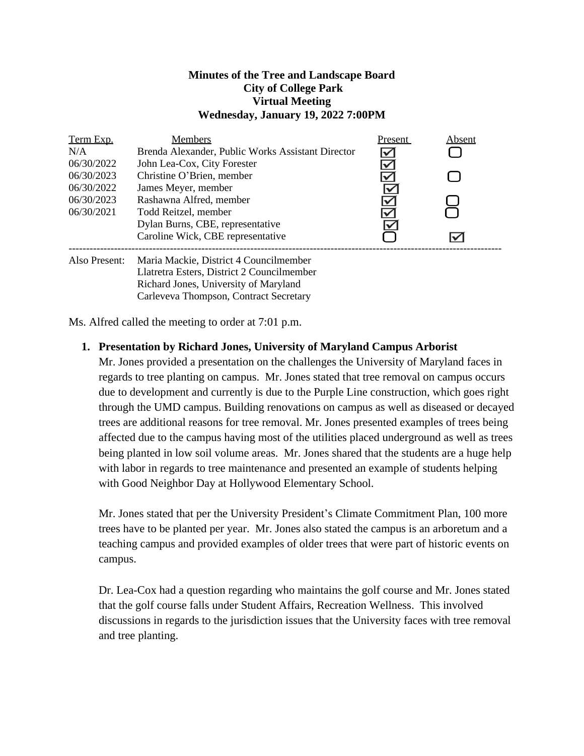**Minutes of the Tree and Landscape Board**
**City of College Park**
**Virtual Meeting**
**Wednesday, January 19, 2022 7:00PM**

| Term Exp. | Members | Present | Absent |
|---|---|---|---|
| N/A | Brenda Alexander, Public Works Assistant Director | ☑ | ☐ |
| 06/30/2022 | John Lea-Cox, City Forester | ☑ | |
| 06/30/2023 | Christine O'Brien, member | ☑ | ☐ |
| 06/30/2022 | James Meyer, member | ☑ | |
| 06/30/2023 | Rashawna Alfred, member | ☑ | ☐ |
| 06/30/2021 | Todd Reitzel, member | ☑ | ☐ |
| | Dylan Burns, CBE, representative | ☑ | |
| | Caroline Wick, CBE representative | ☐ | ☑ |

---

Also Present: Maria Mackie, District 4 Councilmember
Llatretra Esters, District 2 Councilmember
Richard Jones, University of Maryland
Carleveva Thompson, Contract Secretary

Ms. Alfred called the meeting to order at 7:01 p.m.

1. **Presentation by Richard Jones, University of Maryland Campus Arborist**
   Mr. Jones provided a presentation on the challenges the University of Maryland faces in regards to tree planting on campus. Mr. Jones stated that tree removal on campus occurs due to development and currently is due to the Purple Line construction, which goes right through the UMD campus. Building renovations on campus as well as diseased or decayed trees are additional reasons for tree removal. Mr. Jones presented examples of trees being affected due to the campus having most of the utilities placed underground as well as trees being planted in low soil volume areas. Mr. Jones shared that the students are a huge help with labor in regards to tree maintenance and presented an example of students helping with Good Neighbor Day at Hollywood Elementary School.

   Mr. Jones stated that per the University President's Climate Commitment Plan, 100 more trees have to be planted per year. Mr. Jones also stated the campus is an arboretum and a teaching campus and provided examples of older trees that were part of historic events on campus.

   Dr. Lea-Cox had a question regarding who maintains the golf course and Mr. Jones stated that the golf course falls under Student Affairs, Recreation Wellness. This involved discussions in regards to the jurisdiction issues that the University faces with tree removal and tree planting.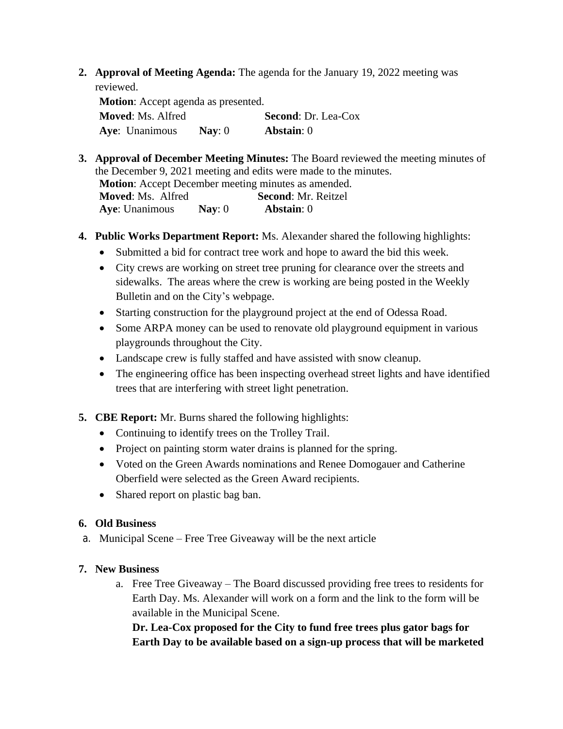2. **Approval of Meeting Agenda:** The agenda for the January 19, 2022 meeting was reviewed.

   **Motion**: Accept agenda as presented.
   **Moved**: Ms. Alfred  **Second**: Dr. Lea-Cox
   **Aye**: Unanimous  **Nay**: 0  **Abstain**: 0

3. **Approval of December Meeting Minutes:** The Board reviewed the meeting minutes of the December 9, 2021 meeting and edits were made to the minutes.

   **Motion**: Accept December meeting minutes as amended.
   **Moved**: Ms. Alfred  **Second**: Mr. Reitzel
   **Aye**: Unanimous  **Nay**: 0  **Abstain**: 0

4. **Public Works Department Report:** Ms. Alexander shared the following highlights:
   - Submitted a bid for contract tree work and hope to award the bid this week.
   - City crews are working on street tree pruning for clearance over the streets and sidewalks. The areas where the crew is working are being posted in the Weekly Bulletin and on the City's webpage.
   - Starting construction for the playground project at the end of Odessa Road.
   - Some ARPA money can be used to renovate old playground equipment in various playgrounds throughout the City.
   - Landscape crew is fully staffed and have assisted with snow cleanup.
   - The engineering office has been inspecting overhead street lights and have identified trees that are interfering with street light penetration.

5. **CBE Report:** Mr. Burns shared the following highlights:
   - Continuing to identify trees on the Trolley Trail.
   - Project on painting storm water drains is planned for the spring.
   - Voted on the Green Awards nominations and Renee Domogauer and Catherine Oberfield were selected as the Green Award recipients.
   - Shared report on plastic bag ban.

6. **Old Business**

   a. Municipal Scene – Free Tree Giveaway will be the next article

7. **New Business**

   a. Free Tree Giveaway – The Board discussed providing free trees to residents for Earth Day. Ms. Alexander will work on a form and the link to the form will be available in the Municipal Scene.

   **Dr. Lea-Cox proposed for the City to fund free trees plus gator bags for Earth Day to be available based on a sign-up process that will be marketed**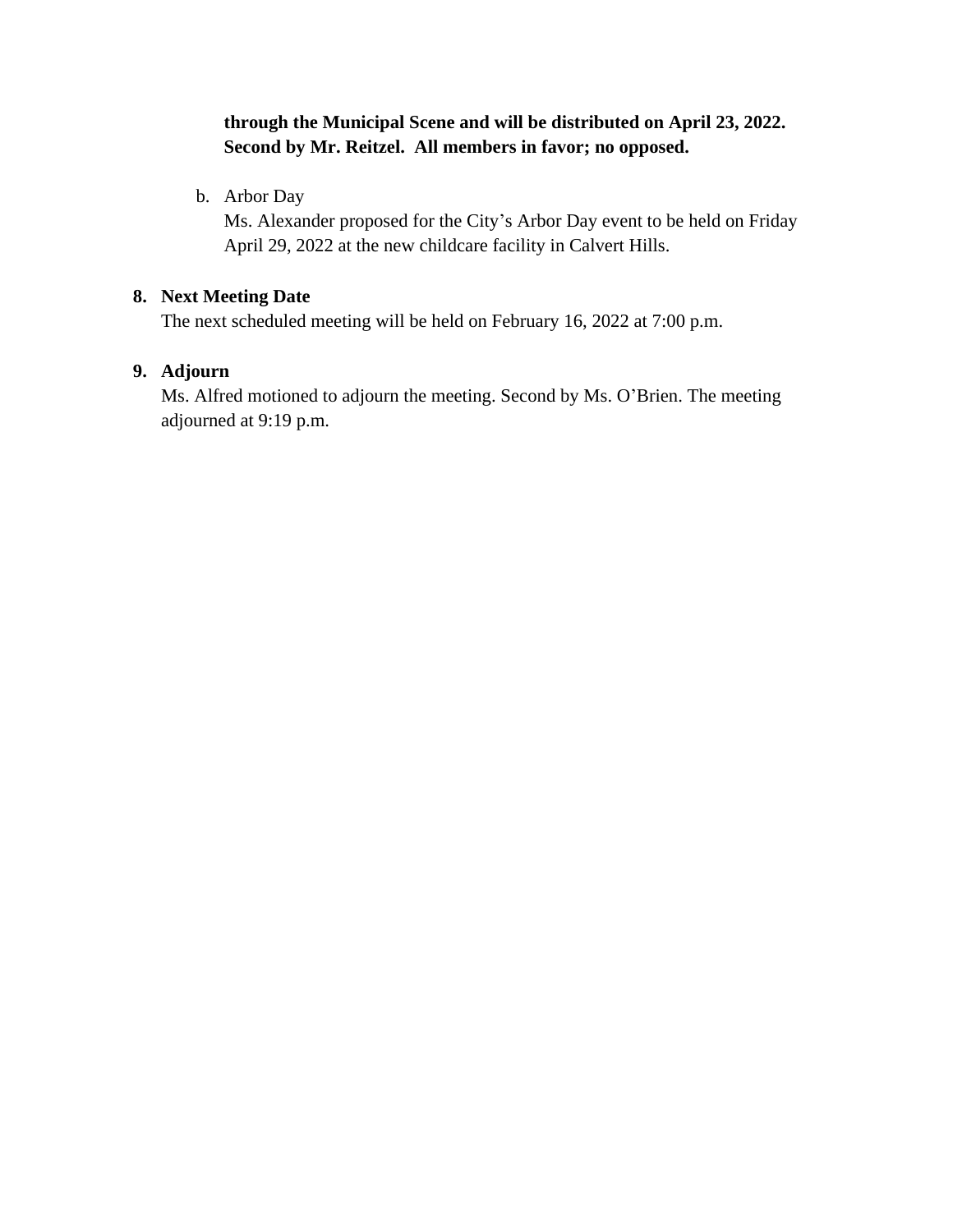**through the Municipal Scene and will be distributed on April 23, 2022. Second by Mr. Reitzel. All members in favor; no opposed.**

b. Arbor Day
   Ms. Alexander proposed for the City's Arbor Day event to be held on Friday April 29, 2022 at the new childcare facility in Calvert Hills.

**8. Next Meeting Date**

The next scheduled meeting will be held on February 16, 2022 at 7:00 p.m.

**9. Adjourn**

Ms. Alfred motioned to adjourn the meeting. Second by Ms. O'Brien. The meeting adjourned at 9:19 p.m.